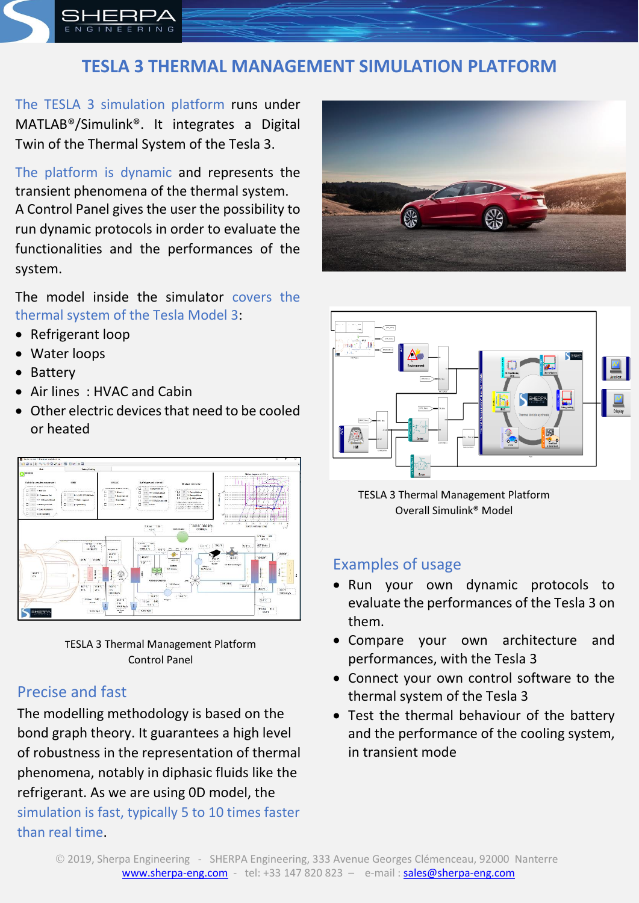# TESLA 3 THERMAL MANAGEMENT SIMULATION PLATFORM

The TESLA 3 simulation platform runs under MATLAB®/Simulink®. It integrates a Digital Twin of the Thermal System of the Tesla 3.

The platform is dynamic and represents the transient phenomena of the thermal system. A Control Panel gives the user the possibility to run dynamic protocols in order to evaluate the functionalities and the performances of the system.

The model inside the simulator covers the thermal system of the Tesla Model 3:

- Refrigerant loop
- Water loops
- Battery
- Air lines : HVAC and Cabin
- Other electric devices that need to be cooled or heated

TESLA 3 Thermal Management Platform
Control Panel

## Precise and fast

The modelling methodology is based on the bond graph theory. It guarantees a high level of robustness in the representation of thermal phenomena, notably in diphasic fluids like the refrigerant. As we are using 0D model, the simulation is fast, typically 5 to 10 times faster than real time.

TESLA 3 Thermal Management Platform
Overall Simulink® Model

## Examples of usage

- Run your own dynamic protocols to evaluate the performances of the Tesla 3 on them.
- Compare your own architecture and performances, with the Tesla 3
- Connect your own control software to the thermal system of the Tesla 3
- Test the thermal behaviour of the battery and the performance of the cooling system, in transient mode

© 2019, Sherpa Engineering - SHERPA Engineering, 333 Avenue Georges Clémenceau, 92000 Nanterre
www.sherpa-eng.com - tel: +33 147 820 823 – e-mail : sales@sherpa-eng.com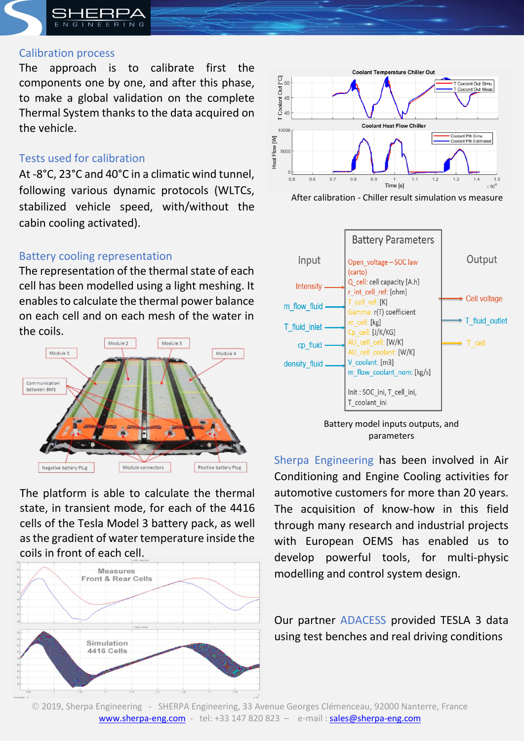## Calibration process

The approach is to calibrate first the components one by one, and after this phase, to make a global validation on the complete Thermal System thanks to the data acquired on the vehicle.

## Tests used for calibration

At -8°C, 23°C and 40°C in a climatic wind tunnel, following various dynamic protocols (WLTCs, stabilized vehicle speed, with/without the cabin cooling activated).

Coolant Temperature Chiller Out

T Coolant Out [°C]

50

45

40

T Coolant Out Simu

T Coolant Out Meas

Coolant Heat Flow Chiller

Heat Flow [W]

10000

5000

0

Coolant Pth Simu

Coolant Pth Estimated

0.5 0.6 0.7 0.8 0.9 1 1.1 1.2 1.3 1.4 1.5

Time [s]

$\times 10^4$

After calibration - Chiller result simulation vs measure

## Battery cooling representation

The representation of the thermal state of each cell has been modelled using a light meshing. It enables to calculate the thermal power balance on each cell and on each mesh of the water in the coils.

Module 1

Module 2

Module 3

Module 4

Communication between BMS

Negative battery Plug

Module connectors

Positive battery Plug

The platform is able to calculate the thermal state, in transient mode, for each of the 4416 cells of the Tesla Model 3 battery pack, as well as the gradient of water temperature inside the coils in front of each cell.

Measures
Front & Rear Cells

Simulation
4416 Cells

Input

Intensity

m_flow_fluid

T_fluid_inlet

cp_fluid

density_fluid

Battery Parameters

Open_voltage – SOC law (carto)
Q_cell: cell capacity [A.h]
r_int_cell_ref: [ohm]
T_cell_ref: [K]
Gamma: r(T) coefficient
m_cell: [kg]
Cp_cell: [J/K/KG]
AU_cell_cell: [W/K]
AU_cell_coolant: [W/K]
V_coolant: [m3]
m_flow_coolant_nom: [kg/s]

Init : SOC_ini, T_cell_ini, T_coolant_ini

Output

Cell voltage

T_fluid_outlet

T_cell

Battery model inputs outputs, and parameters

Sherpa Engineering has been involved in Air Conditioning and Engine Cooling activities for automotive customers for more than 20 years. The acquisition of know-how in this field through many research and industrial projects with European OEMS has enabled us to develop powerful tools, for multi-physic modelling and control system design.

Our partner ADACESS provided TESLA 3 data using test benches and real driving conditions

© 2019, Sherpa Engineering - SHERPA Engineering, 33 Avenue Georges Clémenceau, 92000 Nanterre, France
www.sherpa-eng.com - tel: +33 147 820 823 – e-mail : sales@sherpa-eng.com